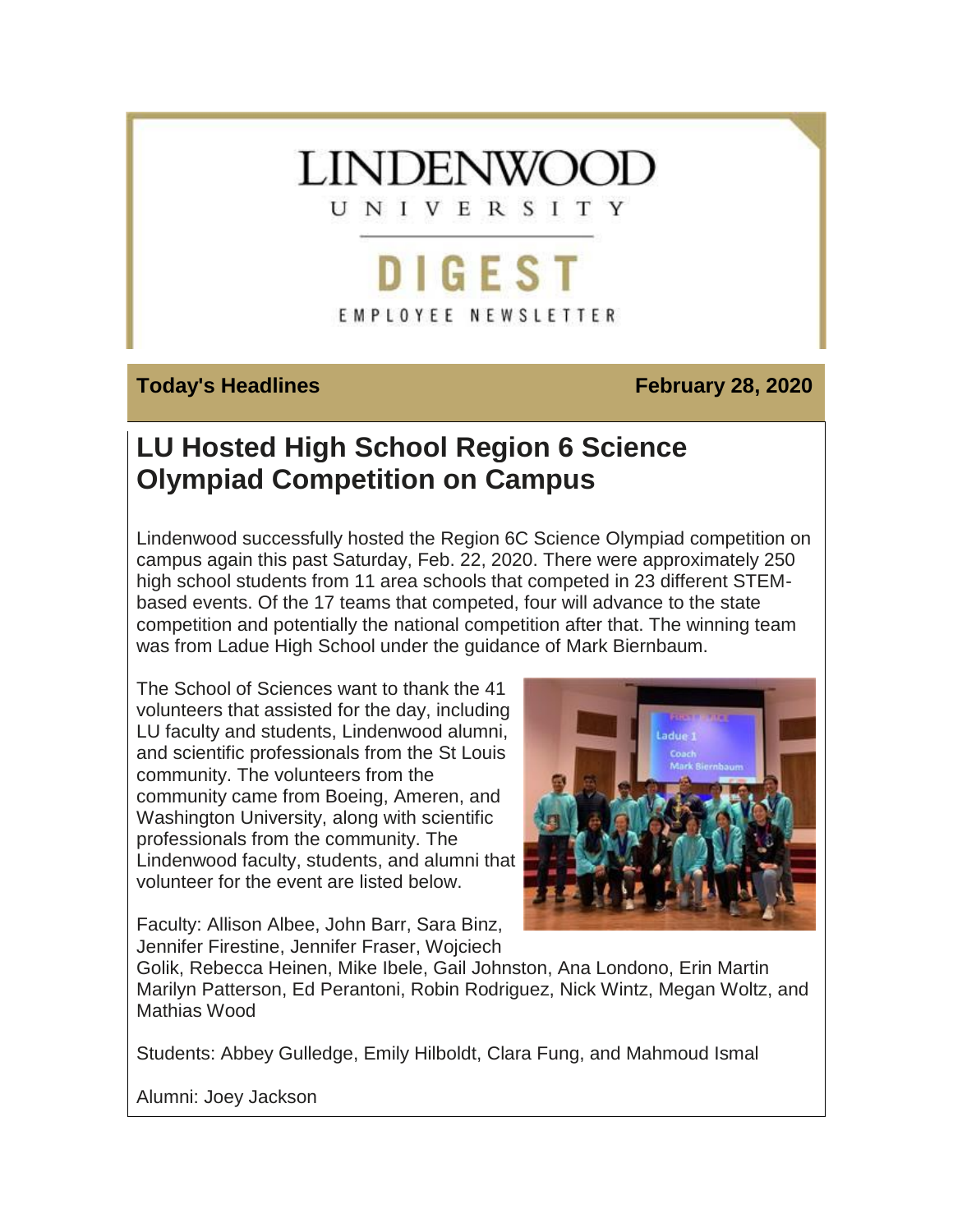# LINDENWOOD UNIVERSITY

## DIGEST

EMPLOYEE NEWSLETTER

**Today's Headlines** **February 28, 2020**

## LU Hosted High School Region 6 Science Olympiad Competition on Campus

Lindenwood successfully hosted the Region 6C Science Olympiad competition on campus again this past Saturday, Feb. 22, 2020. There were approximately 250 high school students from 11 area schools that competed in 23 different STEM-based events. Of the 17 teams that competed, four will advance to the state competition and potentially the national competition after that. The winning team was from Ladue High School under the guidance of Mark Biernbaum.

The School of Sciences want to thank the 41 volunteers that assisted for the day, including LU faculty and students, Lindenwood alumni, and scientific professionals from the St Louis community. The volunteers from the community came from Boeing, Ameren, and Washington University, along with scientific professionals from the community. The Lindenwood faculty, students, and alumni that volunteer for the event are listed below.

Faculty: Allison Albee, John Barr, Sara Binz, Jennifer Firestine, Jennifer Fraser, Wojciech Golik, Rebecca Heinen, Mike Ibele, Gail Johnston, Ana Londono, Erin Martin Marilyn Patterson, Ed Perantoni, Robin Rodriguez, Nick Wintz, Megan Woltz, and Mathias Wood

Students: Abbey Gulledge, Emily Hilboldt, Clara Fung, and Mahmoud Ismal

Alumni: Joey Jackson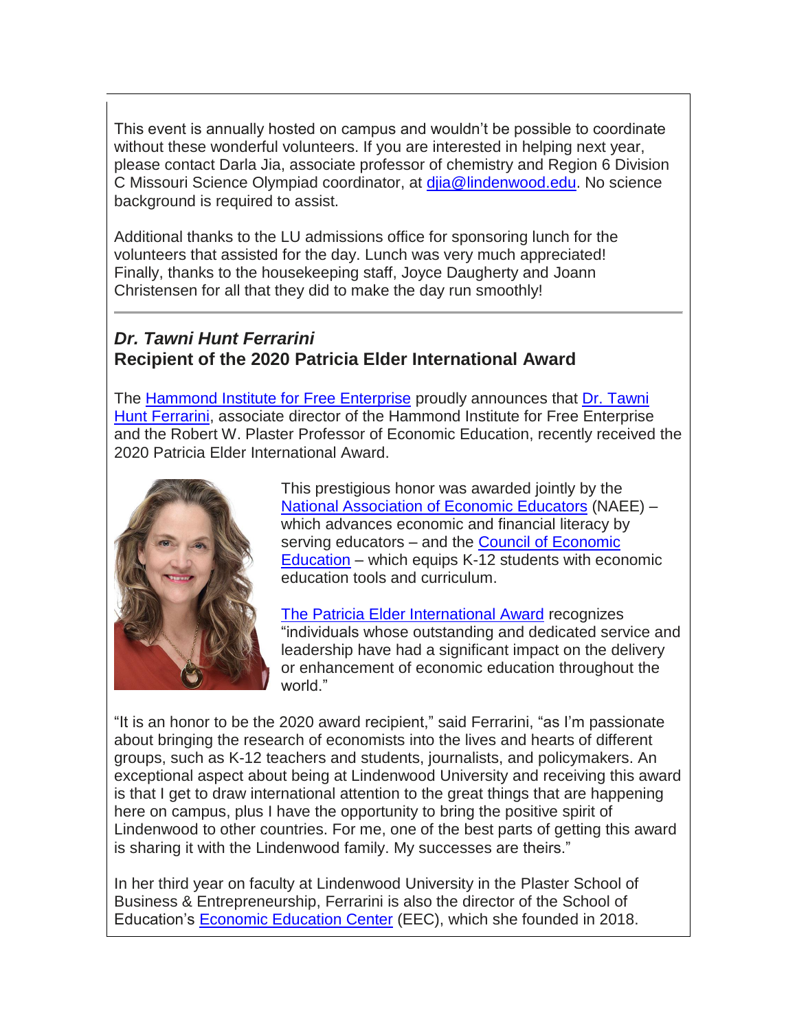This event is annually hosted on campus and wouldn't be possible to coordinate without these wonderful volunteers. If you are interested in helping next year, please contact Darla Jia, associate professor of chemistry and Region 6 Division C Missouri Science Olympiad coordinator, at djia@lindenwood.edu. No science background is required to assist.

Additional thanks to the LU admissions office for sponsoring lunch for the volunteers that assisted for the day. Lunch was very much appreciated! Finally, thanks to the housekeeping staff, Joyce Daugherty and Joann Christensen for all that they did to make the day run smoothly!

---

### *Dr. Tawni Hunt Ferrarini*
### Recipient of the 2020 Patricia Elder International Award

The Hammond Institute for Free Enterprise proudly announces that Dr. Tawni Hunt Ferrarini, associate director of the Hammond Institute for Free Enterprise and the Robert W. Plaster Professor of Economic Education, recently received the 2020 Patricia Elder International Award.

This prestigious honor was awarded jointly by the National Association of Economic Educators (NAEE) – which advances economic and financial literacy by serving educators – and the Council of Economic Education – which equips K-12 students with economic education tools and curriculum.

The Patricia Elder International Award recognizes "individuals whose outstanding and dedicated service and leadership have had a significant impact on the delivery or enhancement of economic education throughout the world."

"It is an honor to be the 2020 award recipient," said Ferrarini, "as I'm passionate about bringing the research of economists into the lives and hearts of different groups, such as K-12 teachers and students, journalists, and policymakers. An exceptional aspect about being at Lindenwood University and receiving this award is that I get to draw international attention to the great things that are happening here on campus, plus I have the opportunity to bring the positive spirit of Lindenwood to other countries. For me, one of the best parts of getting this award is sharing it with the Lindenwood family. My successes are theirs."

In her third year on faculty at Lindenwood University in the Plaster School of Business & Entrepreneurship, Ferrarini is also the director of the School of Education's Economic Education Center (EEC), which she founded in 2018.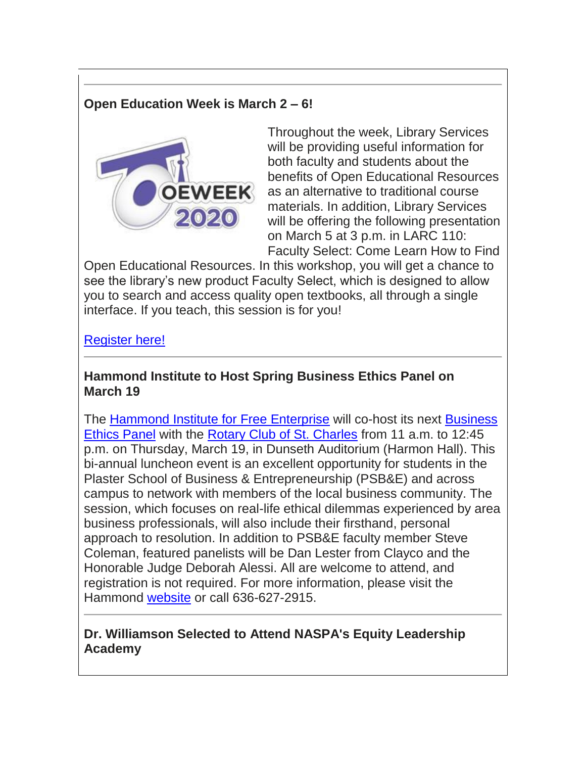---

### Open Education Week is March 2 – 6!

Throughout the week, Library Services will be providing useful information for both faculty and students about the benefits of Open Educational Resources as an alternative to traditional course materials. In addition, Library Services will be offering the following presentation on March 5 at 3 p.m. in LARC 110: Faculty Select: Come Learn How to Find Open Educational Resources. In this workshop, you will get a chance to see the library's new product Faculty Select, which is designed to allow you to search and access quality open textbooks, all through a single interface. If you teach, this session is for you!

[Register here!]

---

### Hammond Institute to Host Spring Business Ethics Panel on March 19

The [Hammond Institute for Free Enterprise] will co-host its next [Business Ethics Panel] with the [Rotary Club of St. Charles] from 11 a.m. to 12:45 p.m. on Thursday, March 19, in Dunseth Auditorium (Harmon Hall). This bi-annual luncheon event is an excellent opportunity for students in the Plaster School of Business & Entrepreneurship (PSB&E) and across campus to network with members of the local business community. The session, which focuses on real-life ethical dilemmas experienced by area business professionals, will also include their firsthand, personal approach to resolution. In addition to PSB&E faculty member Steve Coleman, featured panelists will be Dan Lester from Clayco and the Honorable Judge Deborah Alessi. All are welcome to attend, and registration is not required. For more information, please visit the Hammond [website] or call 636-627-2915.

---

### Dr. Williamson Selected to Attend NASPA's Equity Leadership Academy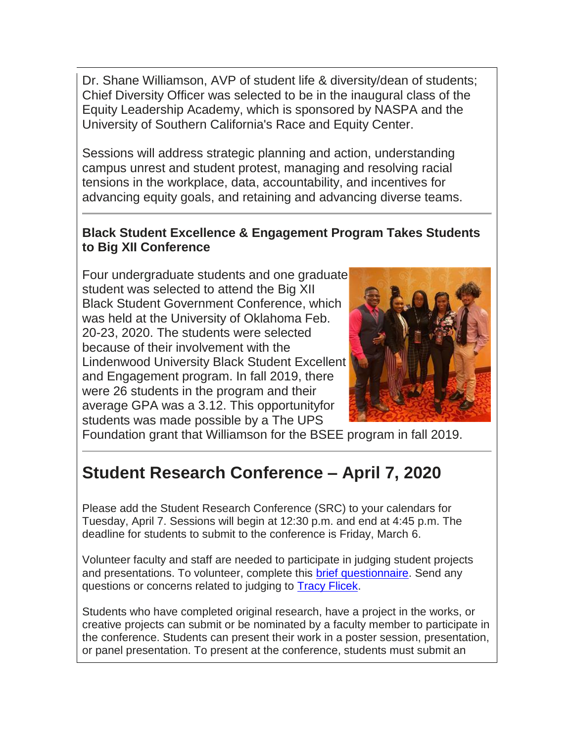Dr. Shane Williamson, AVP of student life & diversity/dean of students; Chief Diversity Officer was selected to be in the inaugural class of the Equity Leadership Academy, which is sponsored by NASPA and the University of Southern California's Race and Equity Center.

Sessions will address strategic planning and action, understanding campus unrest and student protest, managing and resolving racial tensions in the workplace, data, accountability, and incentives for advancing equity goals, and retaining and advancing diverse teams.

---

**Black Student Excellence & Engagement Program Takes Students to Big XII Conference**

Four undergraduate students and one graduate student was selected to attend the Big XII Black Student Government Conference, which was held at the University of Oklahoma Feb. 20-23, 2020. The students were selected because of their involvement with the Lindenwood University Black Student Excellent and Engagement program. In fall 2019, there were 26 students in the program and their average GPA was a 3.12. This opportunityfor students was made possible by a The UPS Foundation grant that Williamson for the BSEE program in fall 2019.

---

# Student Research Conference – April 7, 2020

Please add the Student Research Conference (SRC) to your calendars for Tuesday, April 7. Sessions will begin at 12:30 p.m. and end at 4:45 p.m. The deadline for students to submit to the conference is Friday, March 6.

Volunteer faculty and staff are needed to participate in judging student projects and presentations. To volunteer, complete this brief questionnaire. Send any questions or concerns related to judging to Tracy Flicek.

Students who have completed original research, have a project in the works, or creative projects can submit or be nominated by a faculty member to participate in the conference. Students can present their work in a poster session, presentation, or panel presentation. To present at the conference, students must submit an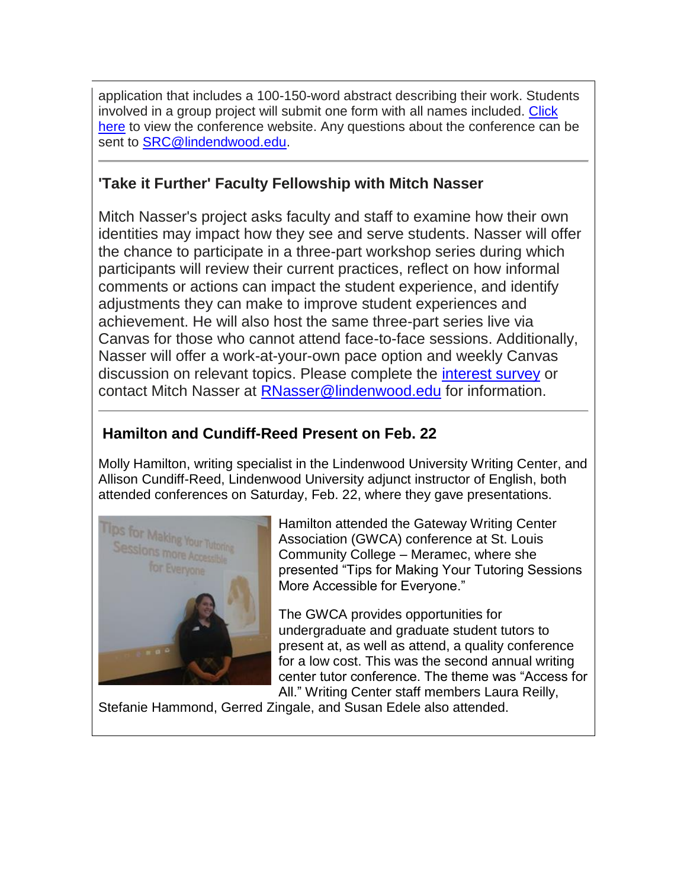application that includes a 100-150-word abstract describing their work. Students involved in a group project will submit one form with all names included. Click here to view the conference website. Any questions about the conference can be sent to SRC@lindendwood.edu.

---

## 'Take it Further' Faculty Fellowship with Mitch Nasser

Mitch Nasser's project asks faculty and staff to examine how their own identities may impact how they see and serve students. Nasser will offer the chance to participate in a three-part workshop series during which participants will review their current practices, reflect on how informal comments or actions can impact the student experience, and identify adjustments they can make to improve student experiences and achievement. He will also host the same three-part series live via Canvas for those who cannot attend face-to-face sessions. Additionally, Nasser will offer a work-at-your-own pace option and weekly Canvas discussion on relevant topics. Please complete the interest survey or contact Mitch Nasser at RNasser@lindenwood.edu for information.

---

## Hamilton and Cundiff-Reed Present on Feb. 22

Molly Hamilton, writing specialist in the Lindenwood University Writing Center, and Allison Cundiff-Reed, Lindenwood University adjunct instructor of English, both attended conferences on Saturday, Feb. 22, where they gave presentations.

Hamilton attended the Gateway Writing Center Association (GWCA) conference at St. Louis Community College – Meramec, where she presented "Tips for Making Your Tutoring Sessions More Accessible for Everyone."

The GWCA provides opportunities for undergraduate and graduate student tutors to present at, as well as attend, a quality conference for a low cost. This was the second annual writing center tutor conference. The theme was "Access for All." Writing Center staff members Laura Reilly, Stefanie Hammond, Gerred Zingale, and Susan Edele also attended.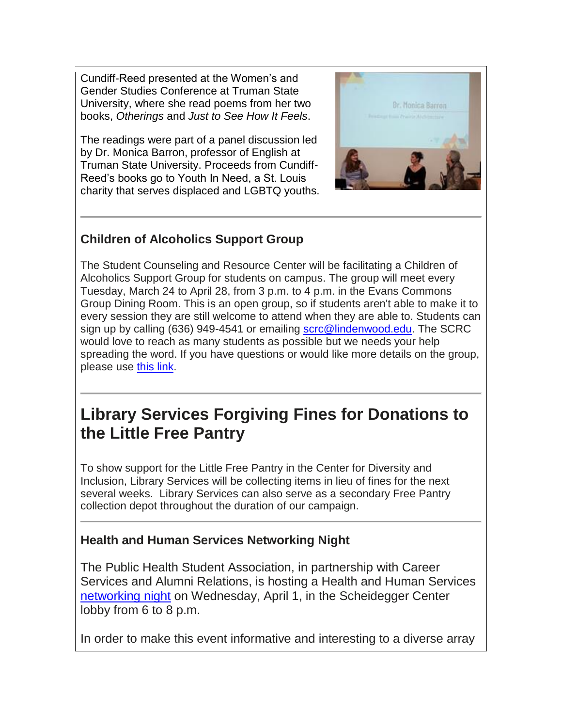Cundiff-Reed presented at the Women's and Gender Studies Conference at Truman State University, where she read poems from her two books, *Otherings* and *Just to See How It Feels*.

The readings were part of a panel discussion led by Dr. Monica Barron, professor of English at Truman State University. Proceeds from Cundiff-Reed's books go to Youth In Need, a St. Louis charity that serves displaced and LGBTQ youths.

---

### Children of Alcoholics Support Group

The Student Counseling and Resource Center will be facilitating a Children of Alcoholics Support Group for students on campus. The group will meet every Tuesday, March 24 to April 28, from 3 p.m. to 4 p.m. in the Evans Commons Group Dining Room. This is an open group, so if students aren't able to make it to every session they are still welcome to attend when they are able to. Students can sign up by calling (636) 949-4541 or emailing scrc@lindenwood.edu. The SCRC would love to reach as many students as possible but we needs your help spreading the word. If you have questions or would like more details on the group, please use this link.

---

## Library Services Forgiving Fines for Donations to the Little Free Pantry

To show support for the Little Free Pantry in the Center for Diversity and Inclusion, Library Services will be collecting items in lieu of fines for the next several weeks. Library Services can also serve as a secondary Free Pantry collection depot throughout the duration of our campaign.

---

### Health and Human Services Networking Night

The Public Health Student Association, in partnership with Career Services and Alumni Relations, is hosting a Health and Human Services networking night on Wednesday, April 1, in the Scheidegger Center lobby from 6 to 8 p.m.

In order to make this event informative and interesting to a diverse array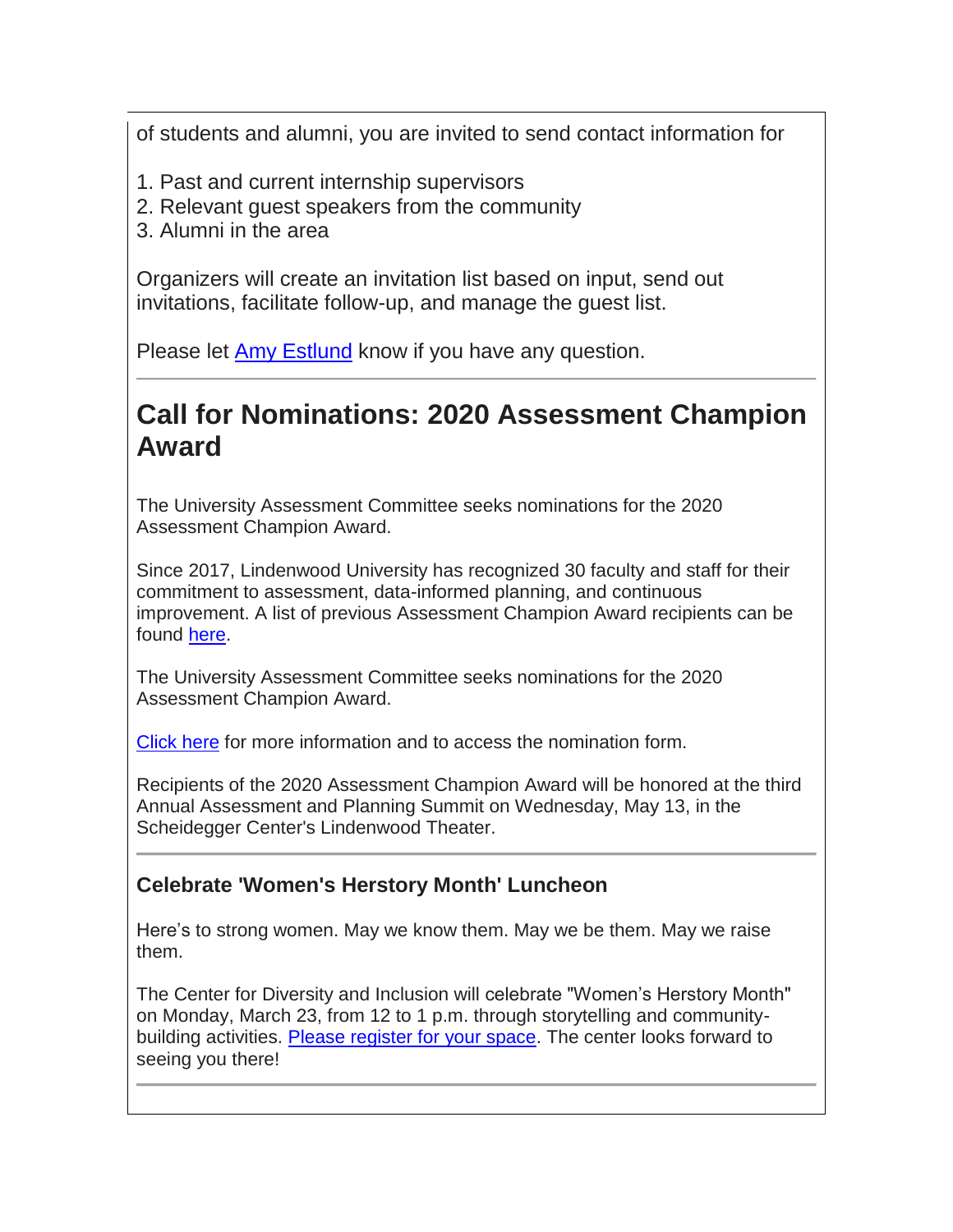of students and alumni, you are invited to send contact information for

1. Past and current internship supervisors
2. Relevant guest speakers from the community
3. Alumni in the area

Organizers will create an invitation list based on input, send out invitations, facilitate follow-up, and manage the guest list.

Please let Amy Estlund know if you have any question.

---

## Call for Nominations: 2020 Assessment Champion Award

The University Assessment Committee seeks nominations for the 2020 Assessment Champion Award.

Since 2017, Lindenwood University has recognized 30 faculty and staff for their commitment to assessment, data-informed planning, and continuous improvement. A list of previous Assessment Champion Award recipients can be found here.

The University Assessment Committee seeks nominations for the 2020 Assessment Champion Award.

Click here for more information and to access the nomination form.

Recipients of the 2020 Assessment Champion Award will be honored at the third Annual Assessment and Planning Summit on Wednesday, May 13, in the Scheidegger Center's Lindenwood Theater.

---

### Celebrate 'Women's Herstory Month' Luncheon

Here's to strong women. May we know them. May we be them. May we raise them.

The Center for Diversity and Inclusion will celebrate "Women's Herstory Month" on Monday, March 23, from 12 to 1 p.m. through storytelling and community-building activities. Please register for your space. The center looks forward to seeing you there!

---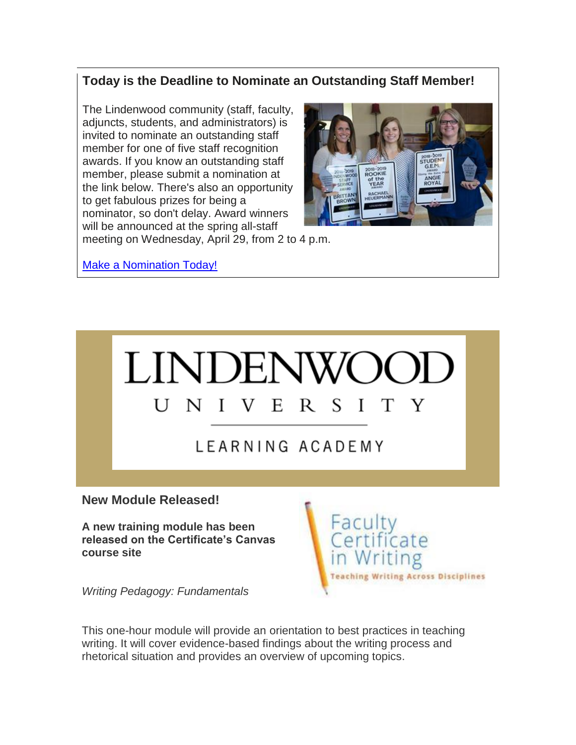## Today is the Deadline to Nominate an Outstanding Staff Member!

The Lindenwood community (staff, faculty, adjuncts, students, and administrators) is invited to nominate an outstanding staff member for one of five staff recognition awards. If you know an outstanding staff member, please submit a nomination at the link below. There's also an opportunity to get fabulous prizes for being a nominator, so don't delay. Award winners will be announced at the spring all-staff meeting on Wednesday, April 29, from 2 to 4 p.m.

Make a Nomination Today!

LINDENWOOD UNIVERSITY

LEARNING ACADEMY

### New Module Released!

**A new training module has been released on the Certificate's Canvas course site**

*Writing Pedagogy: Fundamentals*

Faculty Certificate in Writing
Teaching Writing Across Disciplines

This one-hour module will provide an orientation to best practices in teaching writing. It will cover evidence-based findings about the writing process and rhetorical situation and provides an overview of upcoming topics.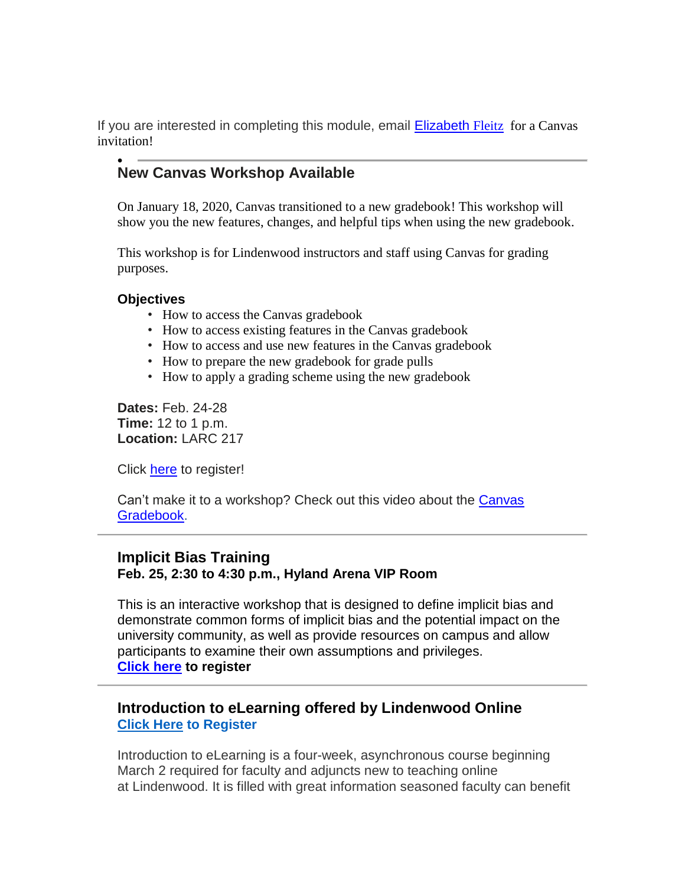If you are interested in completing this module, email Elizabeth Fleitz for a Canvas invitation!

---

## New Canvas Workshop Available

On January 18, 2020, Canvas transitioned to a new gradebook! This workshop will show you the new features, changes, and helpful tips when using the new gradebook.

This workshop is for Lindenwood instructors and staff using Canvas for grading purposes.

**Objectives**

- How to access the Canvas gradebook
- How to access existing features in the Canvas gradebook
- How to access and use new features in the Canvas gradebook
- How to prepare the new gradebook for grade pulls
- How to apply a grading scheme using the new gradebook

**Dates:** Feb. 24-28
**Time:** 12 to 1 p.m.
**Location:** LARC 217

Click here to register!

Can't make it to a workshop? Check out this video about the Canvas Gradebook.

---

## Implicit Bias Training

**Feb. 25, 2:30 to 4:30 p.m., Hyland Arena VIP Room**

This is an interactive workshop that is designed to define implicit bias and demonstrate common forms of implicit bias and the potential impact on the university community, as well as provide resources on campus and allow participants to examine their own assumptions and privileges.
**Click here to register**

---

## Introduction to eLearning offered by Lindenwood Online

**Click Here to Register**

Introduction to eLearning is a four-week, asynchronous course beginning March 2 required for faculty and adjuncts new to teaching online at Lindenwood. It is filled with great information seasoned faculty can benefit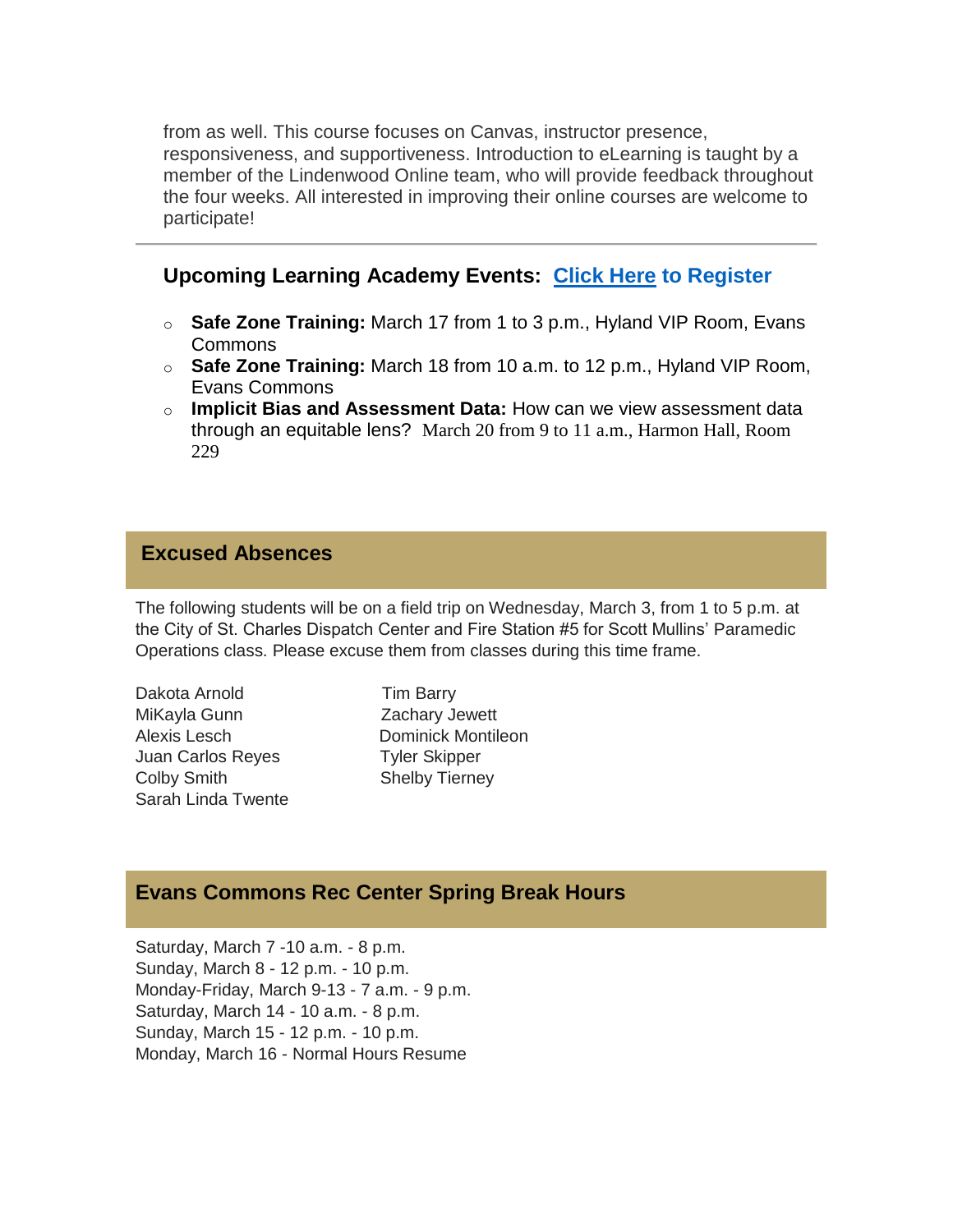from as well. This course focuses on Canvas, instructor presence, responsiveness, and supportiveness. Introduction to eLearning is taught by a member of the Lindenwood Online team, who will provide feedback throughout the four weeks. All interested in improving their online courses are welcome to participate!

---

### Upcoming Learning Academy Events: Click Here to Register

- **Safe Zone Training:** March 17 from 1 to 3 p.m., Hyland VIP Room, Evans Commons
- **Safe Zone Training:** March 18 from 10 a.m. to 12 p.m., Hyland VIP Room, Evans Commons
- **Implicit Bias and Assessment Data:** How can we view assessment data through an equitable lens? March 20 from 9 to 11 a.m., Harmon Hall, Room 229

## Excused Absences

The following students will be on a field trip on Wednesday, March 3, from 1 to 5 p.m. at the City of St. Charles Dispatch Center and Fire Station #5 for Scott Mullins' Paramedic Operations class. Please excuse them from classes during this time frame.

Dakota Arnold
Tim Barry
MiKayla Gunn
Zachary Jewett
Alexis Lesch
Dominick Montileon
Juan Carlos Reyes
Tyler Skipper
Colby Smith
Shelby Tierney
Sarah Linda Twente

## Evans Commons Rec Center Spring Break Hours

Saturday, March 7 -10 a.m. - 8 p.m.
Sunday, March 8 - 12 p.m. - 10 p.m.
Monday-Friday, March 9-13 - 7 a.m. - 9 p.m.
Saturday, March 14 - 10 a.m. - 8 p.m.
Sunday, March 15 - 12 p.m. - 10 p.m.
Monday, March 16 - Normal Hours Resume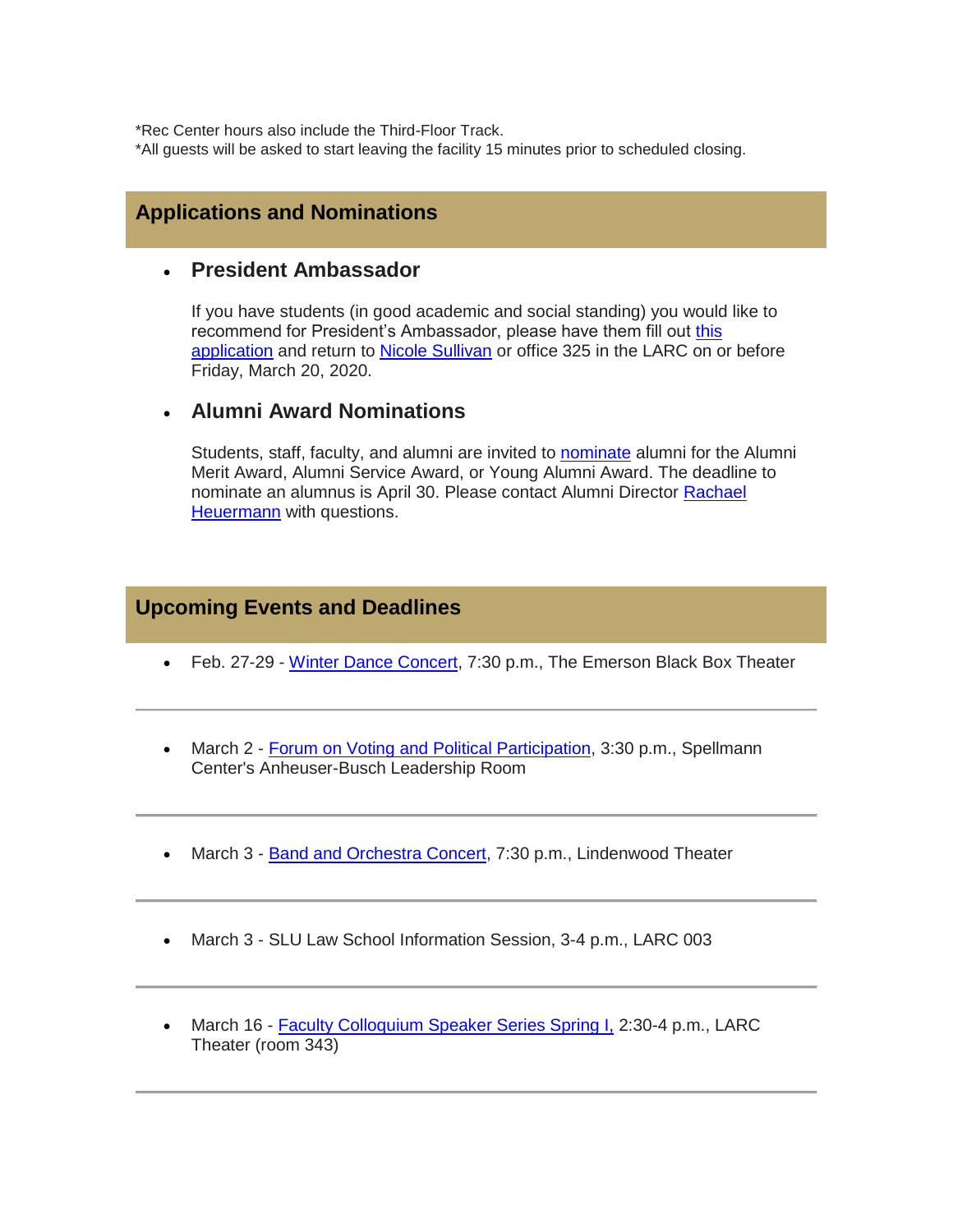*Rec Center hours also include the Third-Floor Track.
*All guests will be asked to start leaving the facility 15 minutes prior to scheduled closing.

## Applications and Nominations

- ### President Ambassador

  If you have students (in good academic and social standing) you would like to recommend for President's Ambassador, please have them fill out this application and return to Nicole Sullivan or office 325 in the LARC on or before Friday, March 20, 2020.

- ### Alumni Award Nominations

  Students, staff, faculty, and alumni are invited to nominate alumni for the Alumni Merit Award, Alumni Service Award, or Young Alumni Award. The deadline to nominate an alumnus is April 30. Please contact Alumni Director Rachael Heuermann with questions.

## Upcoming Events and Deadlines

- Feb. 27-29 - Winter Dance Concert, 7:30 p.m., The Emerson Black Box Theater

---

- March 2 - Forum on Voting and Political Participation, 3:30 p.m., Spellmann Center's Anheuser-Busch Leadership Room

---

- March 3 - Band and Orchestra Concert, 7:30 p.m., Lindenwood Theater

---

- March 3 - SLU Law School Information Session, 3-4 p.m., LARC 003

---

- March 16 - Faculty Colloquium Speaker Series Spring I, 2:30-4 p.m., LARC Theater (room 343)

---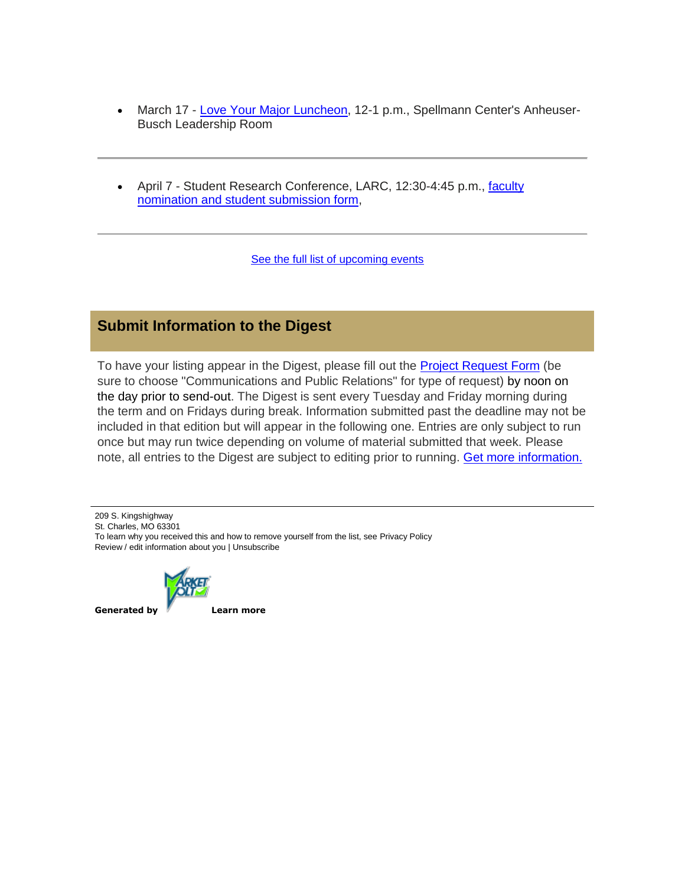- March 17 - Love Your Major Luncheon, 12-1 p.m., Spellmann Center's Anheuser-Busch Leadership Room

---

- April 7 - Student Research Conference, LARC, 12:30-4:45 p.m., faculty nomination and student submission form,

---

See the full list of upcoming events

## Submit Information to the Digest

To have your listing appear in the Digest, please fill out the Project Request Form (be sure to choose "Communications and Public Relations" for type of request) by noon on the day prior to send-out. The Digest is sent every Tuesday and Friday morning during the term and on Fridays during break. Information submitted past the deadline may not be included in that edition but will appear in the following one. Entries are only subject to run once but may run twice depending on volume of material submitted that week. Please note, all entries to the Digest are subject to editing prior to running. Get more information.

---

209 S. Kingshighway
St. Charles, MO 63301
To learn why you received this and how to remove yourself from the list, see Privacy Policy
Review / edit information about you | Unsubscribe

**Generated by** MarketVolt **Learn more**